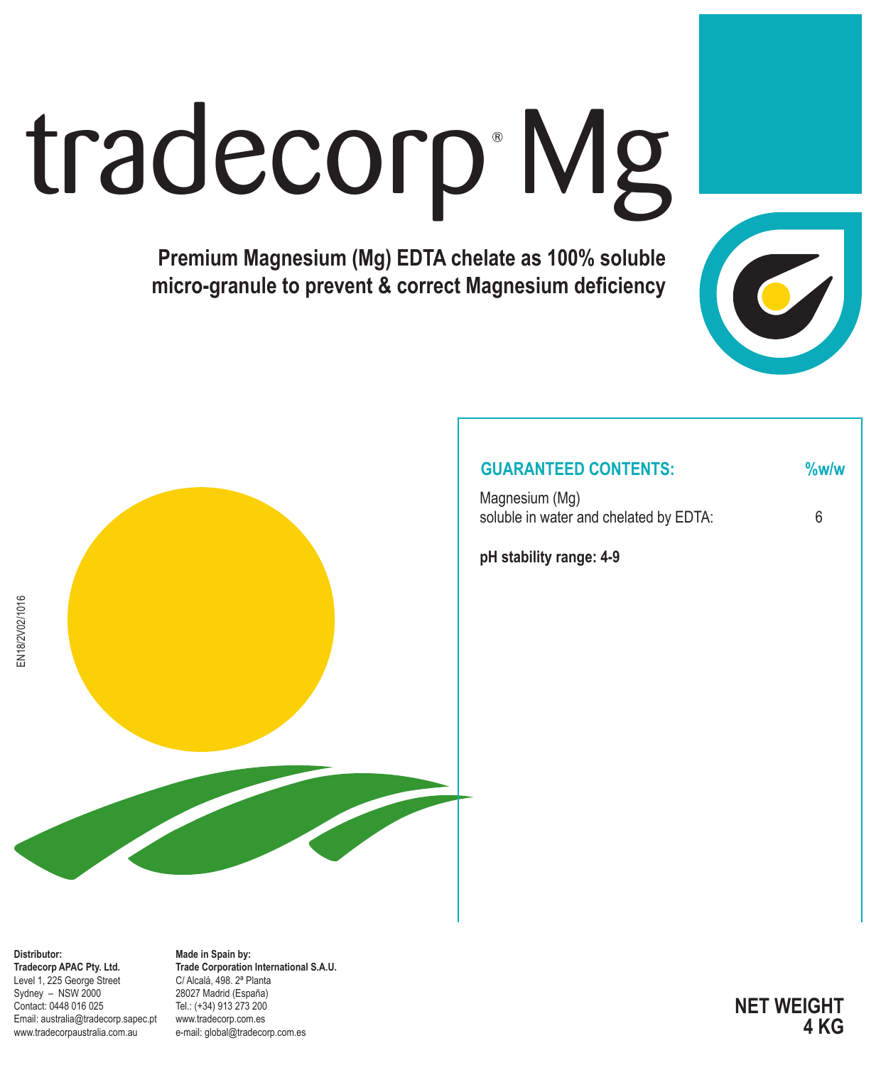# tradecorp® Mg

**Premium Magnesium (Mg) EDTA chelate as 100% soluble micro-granule to prevent & correct Magnesium deficiency**

EN18/2V02/1016

| GUARANTEED CONTENTS: | %w/w |
|---|---|
| Magnesium (Mg) soluble in water and chelated by EDTA: | 6 |

**pH stability range: 4-9**

**Distributor:**
**Tradecorp APAC Pty. Ltd.**
Level 1, 225 George Street
Sydney – NSW 2000
Contact: 0448 016 025
Email: australia@tradecorp.sapec.pt
www.tradecorpaustralia.com.au

**Made in Spain by:**
**Trade Corporation International S.A.U.**
C/ Alcalá, 498. 2ª Planta
28027 Madrid (España)
Tel.: (+34) 913 273 200
www.tradecorp.com.es
e-mail: global@tradecorp.com.es

**NET WEIGHT 4 KG**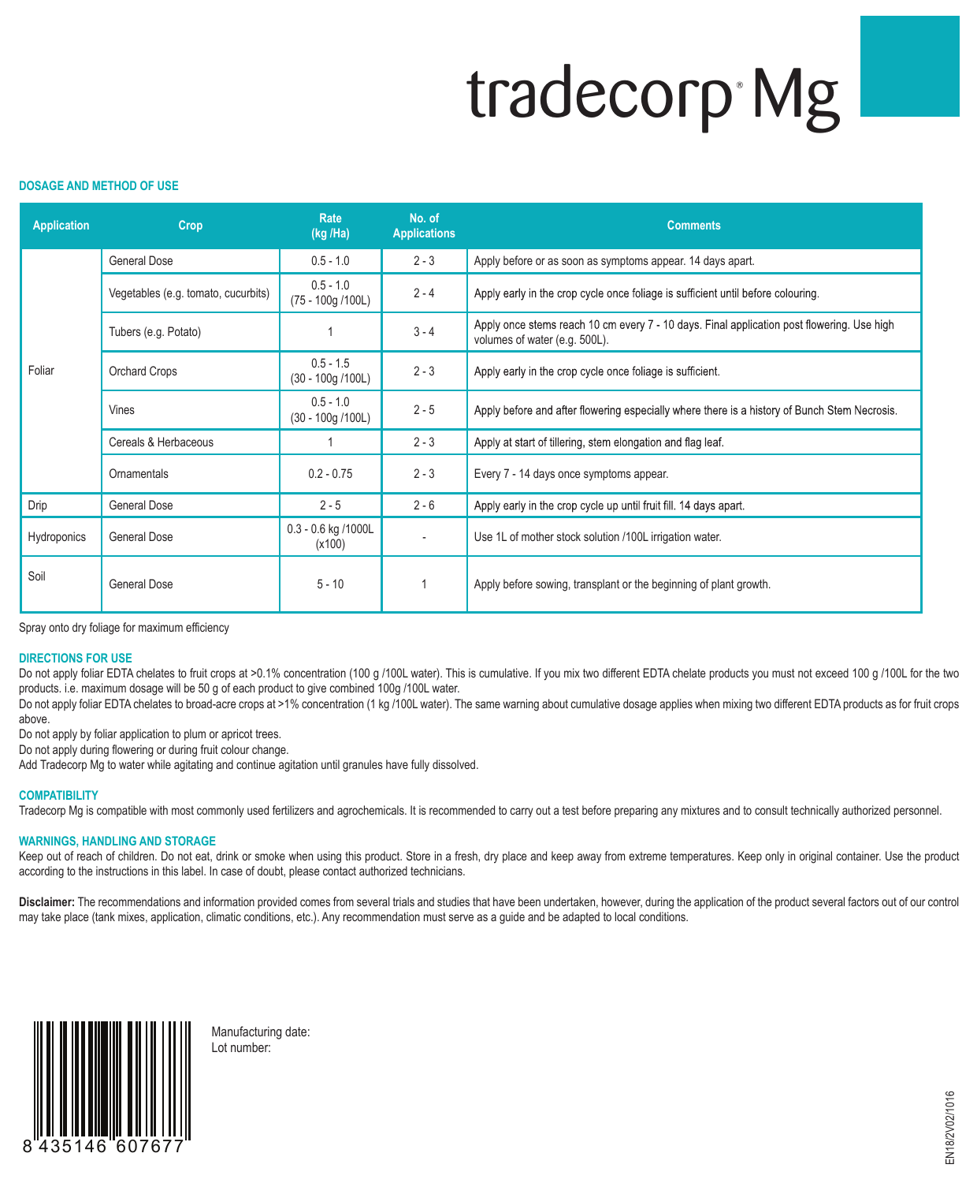# tradecorp® Mg

## DOSAGE AND METHOD OF USE

| Application | Crop | Rate (kg /Ha) | No. of Applications | Comments |
|---|---|---|---|---|
| Foliar | General Dose | 0.5 - 1.0 | 2 - 3 | Apply before or as soon as symptoms appear. 14 days apart. |
| | Vegetables (e.g. tomato, cucurbits) | 0.5 - 1.0 (75 - 100g /100L) | 2 - 4 | Apply early in the crop cycle once foliage is sufficient until before colouring. |
| | Tubers (e.g. Potato) | 1 | 3 - 4 | Apply once stems reach 10 cm every 7 - 10 days. Final application post flowering. Use high volumes of water (e.g. 500L). |
| | Orchard Crops | 0.5 - 1.5 (30 - 100g /100L) | 2 - 3 | Apply early in the crop cycle once foliage is sufficient. |
| | Vines | 0.5 - 1.0 (30 - 100g /100L) | 2 - 5 | Apply before and after flowering especially where there is a history of Bunch Stem Necrosis. |
| | Cereals & Herbaceous | 1 | 2 - 3 | Apply at start of tillering, stem elongation and flag leaf. |
| | Ornamentals | 0.2 - 0.75 | 2 - 3 | Every 7 - 14 days once symptoms appear. |
| Drip | General Dose | 2 - 5 | 2 - 6 | Apply early in the crop cycle up until fruit fill. 14 days apart. |
| Hydroponics | General Dose | 0.3 - 0.6 kg /1000L (x100) | - | Use 1L of mother stock solution /100L irrigation water. |
| Soil | General Dose | 5 - 10 | 1 | Apply before sowing, transplant or the beginning of plant growth. |

Spray onto dry foliage for maximum efficiency

## DIRECTIONS FOR USE

Do not apply foliar EDTA chelates to fruit crops at >0.1% concentration (100 g /100L water). This is cumulative. If you mix two different EDTA chelate products you must not exceed 100 g /100L for the two products. i.e. maximum dosage will be 50 g of each product to give combined 100g /100L water.

Do not apply foliar EDTA chelates to broad-acre crops at >1% concentration (1 kg /100L water). The same warning about cumulative dosage applies when mixing two different EDTA products as for fruit crops above.

Do not apply by foliar application to plum or apricot trees.

Do not apply during flowering or during fruit colour change.

Add Tradecorp Mg to water while agitating and continue agitation until granules have fully dissolved.

## COMPATIBILITY

Tradecorp Mg is compatible with most commonly used fertilizers and agrochemicals. It is recommended to carry out a test before preparing any mixtures and to consult technically authorized personnel.

## WARNINGS, HANDLING AND STORAGE

Keep out of reach of children. Do not eat, drink or smoke when using this product. Store in a fresh, dry place and keep away from extreme temperatures. Keep only in original container. Use the product according to the instructions in this label. In case of doubt, please contact authorized technicians.

**Disclaimer:** The recommendations and information provided comes from several trials and studies that have been undertaken, however, during the application of the product several factors out of our control may take place (tank mixes, application, climatic conditions, etc.). Any recommendation must serve as a guide and be adapted to local conditions.

8 435146 607677

Manufacturing date:
Lot number:

EN18/2V02/1016